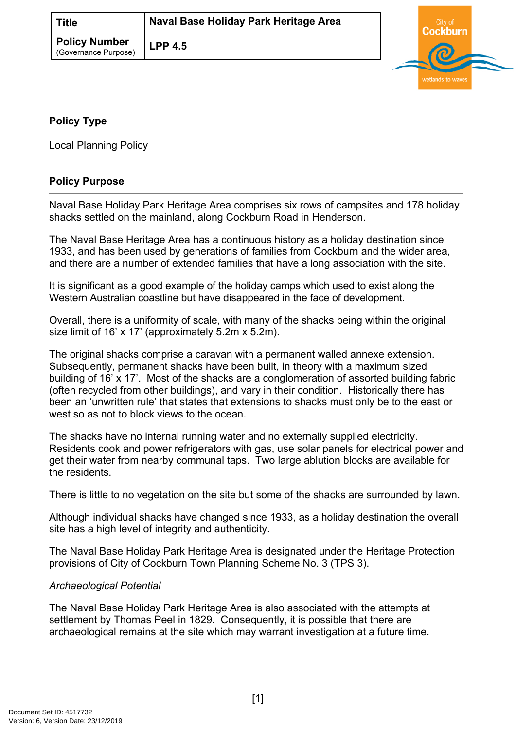| Title | Naval Base Holiday Park Heritage Area |
| --- | --- |
| Policy Number (Governance Purpose) | LPP 4.5 |

## Policy Type

Local Planning Policy

## Policy Purpose

Naval Base Holiday Park Heritage Area comprises six rows of campsites and 178 holiday shacks settled on the mainland, along Cockburn Road in Henderson.

The Naval Base Heritage Area has a continuous history as a holiday destination since 1933, and has been used by generations of families from Cockburn and the wider area, and there are a number of extended families that have a long association with the site.

It is significant as a good example of the holiday camps which used to exist along the Western Australian coastline but have disappeared in the face of development.

Overall, there is a uniformity of scale, with many of the shacks being within the original size limit of 16' x 17' (approximately 5.2m x 5.2m).

The original shacks comprise a caravan with a permanent walled annexe extension. Subsequently, permanent shacks have been built, in theory with a maximum sized building of 16' x 17'. Most of the shacks are a conglomeration of assorted building fabric (often recycled from other buildings), and vary in their condition. Historically there has been an 'unwritten rule' that states that extensions to shacks must only be to the east or west so as not to block views to the ocean.

The shacks have no internal running water and no externally supplied electricity. Residents cook and power refrigerators with gas, use solar panels for electrical power and get their water from nearby communal taps. Two large ablution blocks are available for the residents.

There is little to no vegetation on the site but some of the shacks are surrounded by lawn.

Although individual shacks have changed since 1933, as a holiday destination the overall site has a high level of integrity and authenticity.

The Naval Base Holiday Park Heritage Area is designated under the Heritage Protection provisions of City of Cockburn Town Planning Scheme No. 3 (TPS 3).

*Archaeological Potential*

The Naval Base Holiday Park Heritage Area is also associated with the attempts at settlement by Thomas Peel in 1829. Consequently, it is possible that there are archaeological remains at the site which may warrant investigation at a future time.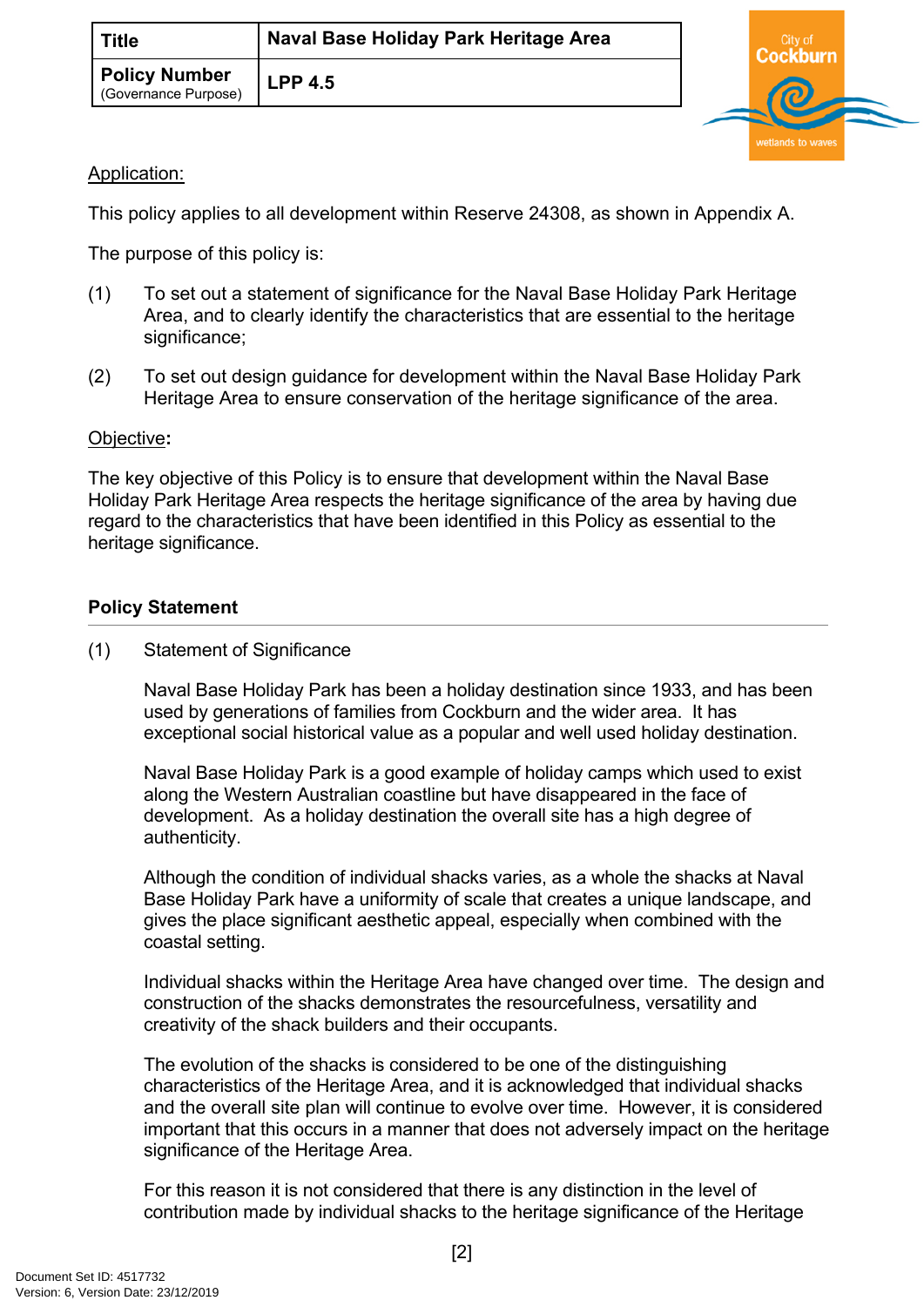| Title | Naval Base Holiday Park Heritage Area |
|---|---|
| Policy Number (Governance Purpose) | LPP 4.5 |

Application:

This policy applies to all development within Reserve 24308, as shown in Appendix A.

The purpose of this policy is:

(1) To set out a statement of significance for the Naval Base Holiday Park Heritage Area, and to clearly identify the characteristics that are essential to the heritage significance;

(2) To set out design guidance for development within the Naval Base Holiday Park Heritage Area to ensure conservation of the heritage significance of the area.

Objective**:**

The key objective of this Policy is to ensure that development within the Naval Base Holiday Park Heritage Area respects the heritage significance of the area by having due regard to the characteristics that have been identified in this Policy as essential to the heritage significance.

## Policy Statement

(1) Statement of Significance

Naval Base Holiday Park has been a holiday destination since 1933, and has been used by generations of families from Cockburn and the wider area. It has exceptional social historical value as a popular and well used holiday destination.

Naval Base Holiday Park is a good example of holiday camps which used to exist along the Western Australian coastline but have disappeared in the face of development. As a holiday destination the overall site has a high degree of authenticity.

Although the condition of individual shacks varies, as a whole the shacks at Naval Base Holiday Park have a uniformity of scale that creates a unique landscape, and gives the place significant aesthetic appeal, especially when combined with the coastal setting.

Individual shacks within the Heritage Area have changed over time. The design and construction of the shacks demonstrates the resourcefulness, versatility and creativity of the shack builders and their occupants.

The evolution of the shacks is considered to be one of the distinguishing characteristics of the Heritage Area, and it is acknowledged that individual shacks and the overall site plan will continue to evolve over time. However, it is considered important that this occurs in a manner that does not adversely impact on the heritage significance of the Heritage Area.

For this reason it is not considered that there is any distinction in the level of contribution made by individual shacks to the heritage significance of the Heritage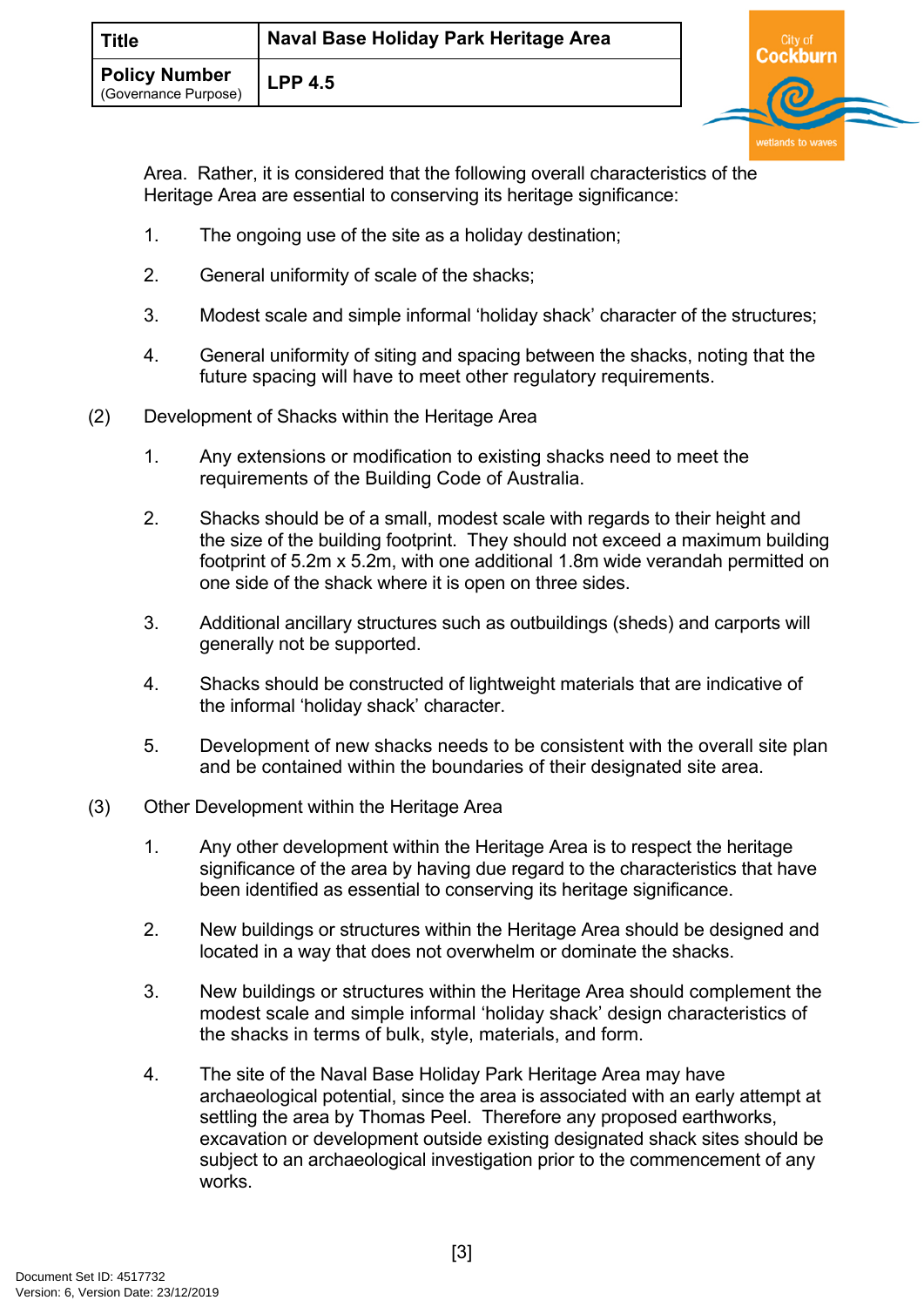Area. Rather, it is considered that the following overall characteristics of the Heritage Area are essential to conserving its heritage significance:

1. The ongoing use of the site as a holiday destination;

2. General uniformity of scale of the shacks;

3. Modest scale and simple informal 'holiday shack' character of the structures;

4. General uniformity of siting and spacing between the shacks, noting that the future spacing will have to meet other regulatory requirements.

(2) Development of Shacks within the Heritage Area

1. Any extensions or modification to existing shacks need to meet the requirements of the Building Code of Australia.

2. Shacks should be of a small, modest scale with regards to their height and the size of the building footprint. They should not exceed a maximum building footprint of 5.2m x 5.2m, with one additional 1.8m wide verandah permitted on one side of the shack where it is open on three sides.

3. Additional ancillary structures such as outbuildings (sheds) and carports will generally not be supported.

4. Shacks should be constructed of lightweight materials that are indicative of the informal 'holiday shack' character.

5. Development of new shacks needs to be consistent with the overall site plan and be contained within the boundaries of their designated site area.

(3) Other Development within the Heritage Area

1. Any other development within the Heritage Area is to respect the heritage significance of the area by having due regard to the characteristics that have been identified as essential to conserving its heritage significance.

2. New buildings or structures within the Heritage Area should be designed and located in a way that does not overwhelm or dominate the shacks.

3. New buildings or structures within the Heritage Area should complement the modest scale and simple informal 'holiday shack' design characteristics of the shacks in terms of bulk, style, materials, and form.

4. The site of the Naval Base Holiday Park Heritage Area may have archaeological potential, since the area is associated with an early attempt at settling the area by Thomas Peel. Therefore any proposed earthworks, excavation or development outside existing designated shack sites should be subject to an archaeological investigation prior to the commencement of any works.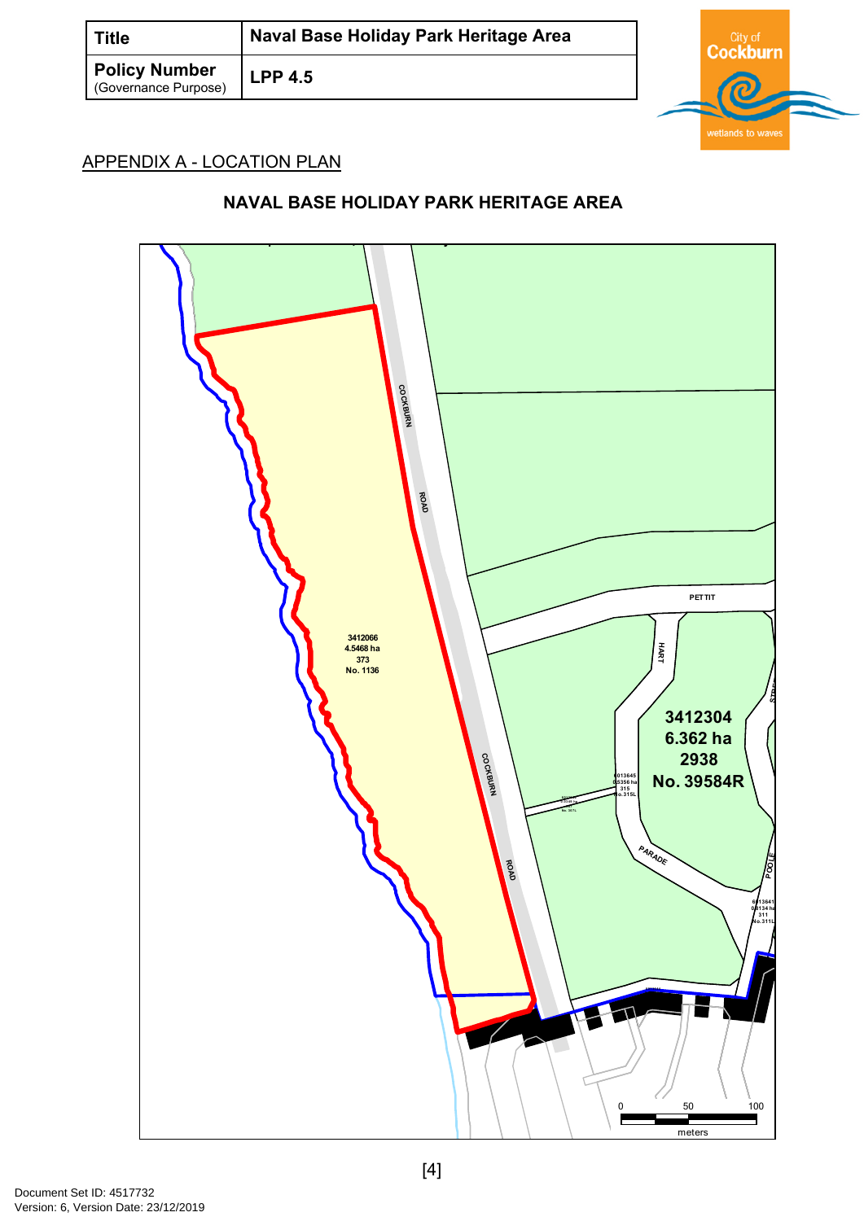| Title | Naval Base Holiday Park Heritage Area |
|---|---|
| Policy Number (Governance Purpose) | LPP 4.5 |

APPENDIX A - LOCATION PLAN

## NAVAL BASE HOLIDAY PARK HERITAGE AREA

COCKBURN ROAD

3412066
4.5468 ha
373
No. 1136

COCKBURN ROAD

PETTIT

HART

3412304
6.362 ha
2938
No. 39584R

6013645
0.5356 ha
315
No.315L

PARADE

POOLE

6013641
0.8134 ha
311
No.311L

0 50 100
meters

Document Set ID: 4517732
Version: 6, Version Date: 23/12/2019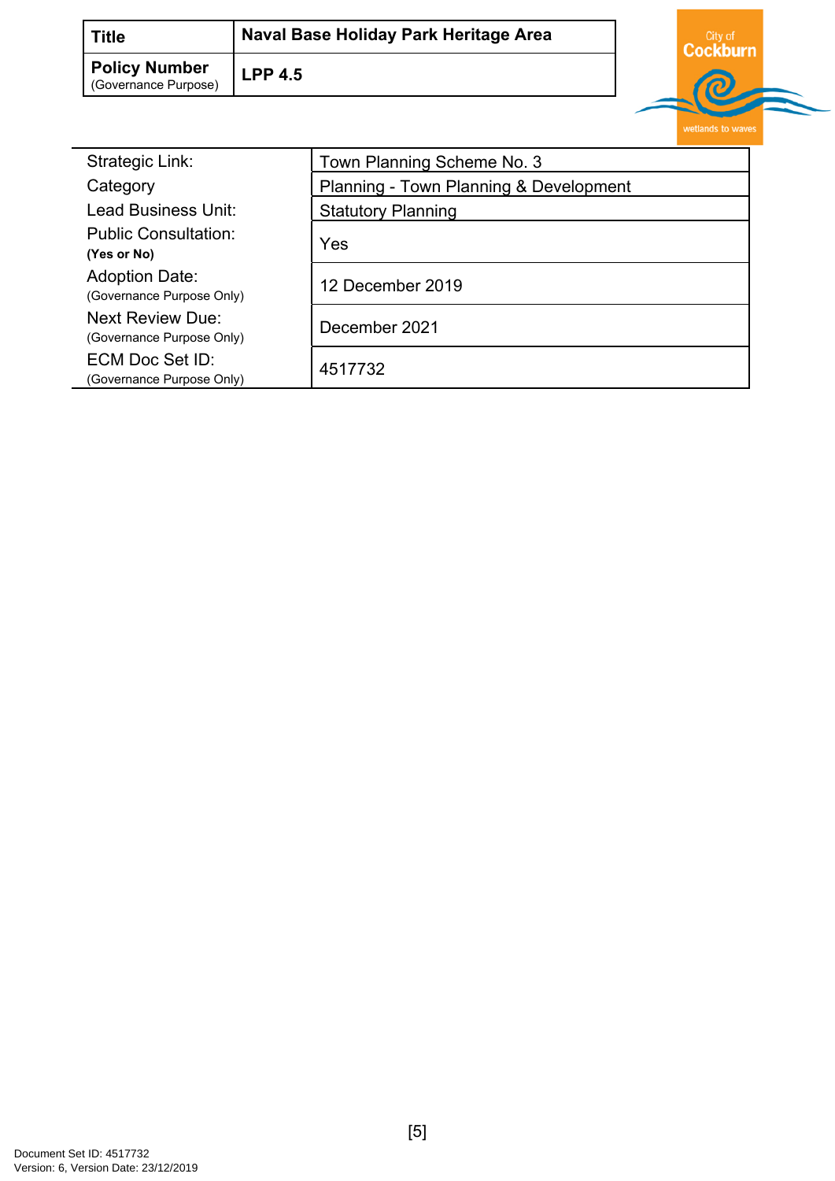| | |
|---|---|
| **Title** | **Naval Base Holiday Park Heritage Area** |
| **Policy Number** (Governance Purpose) | **LPP 4.5** |

| | |
|---|---|
| Strategic Link: | Town Planning Scheme No. 3 |
| Category | Planning - Town Planning & Development |
| Lead Business Unit: | Statutory Planning |
| Public Consultation: **(Yes or No)** | Yes |
| Adoption Date: (Governance Purpose Only) | 12 December 2019 |
| Next Review Due: (Governance Purpose Only) | December 2021 |
| ECM Doc Set ID: (Governance Purpose Only) | 4517732 |

Document Set ID: 4517732
Version: 6, Version Date: 23/12/2019